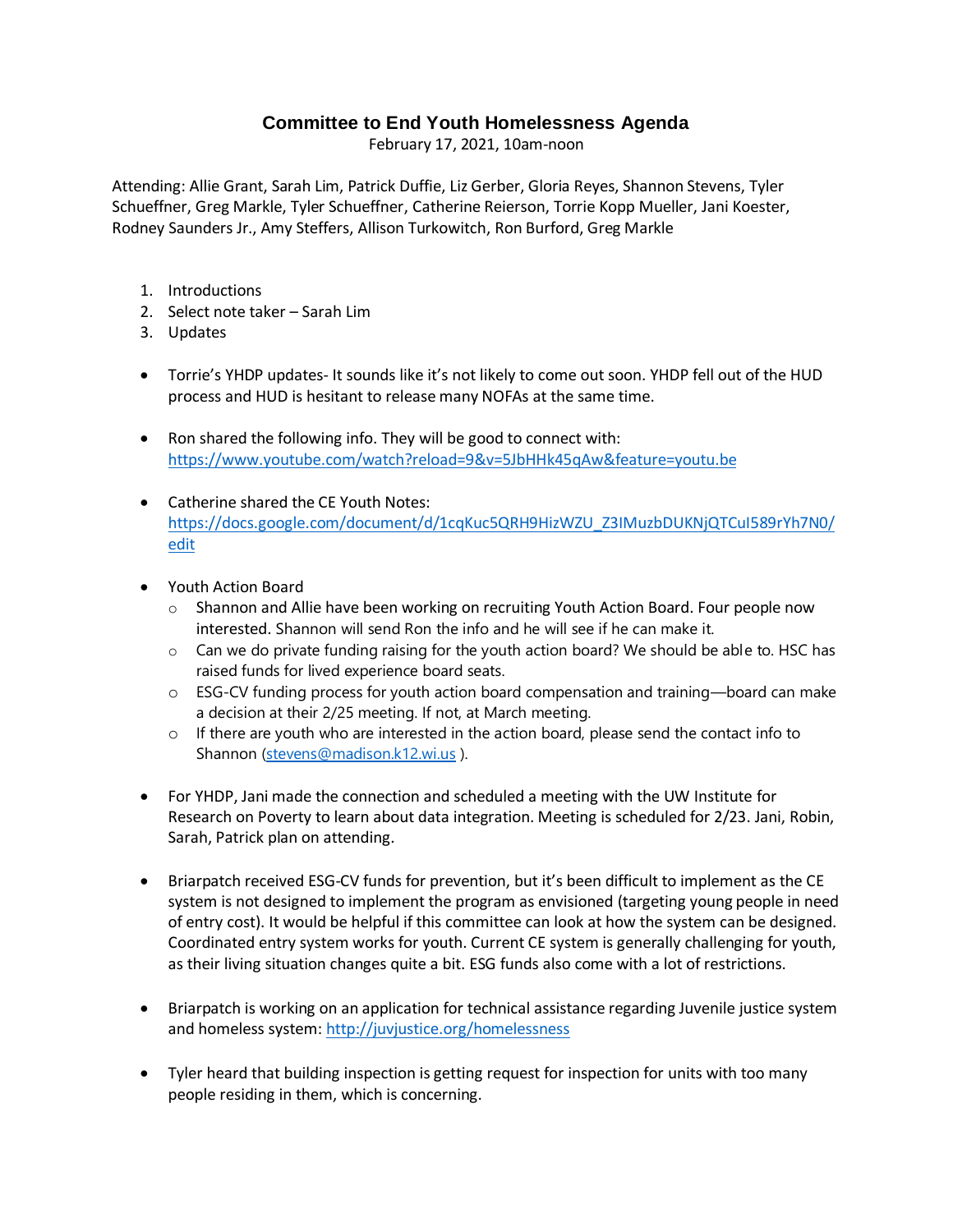# Committee to End Youth Homelessness Agenda

February 17, 2021, 10am-noon

Attending: Allie Grant, Sarah Lim, Patrick Duffie, Liz Gerber, Gloria Reyes, Shannon Stevens, Tyler Schueffner, Greg Markle, Tyler Schueffner, Catherine Reierson, Torrie Kopp Mueller, Jani Koester, Rodney Saunders Jr., Amy Steffers, Allison Turkowitch, Ron Burford, Greg Markle

1. Introductions
2. Select note taker – Sarah Lim
3. Updates

- Torrie's YHDP updates- It sounds like it's not likely to come out soon. YHDP fell out of the HUD process and HUD is hesitant to release many NOFAs at the same time.

- Ron shared the following info. They will be good to connect with: https://www.youtube.com/watch?reload=9&v=5JbHHk45qAw&feature=youtu.be

- Catherine shared the CE Youth Notes: https://docs.google.com/document/d/1cqKuc5QRH9HizWZU_Z3IMuzbDUKNjQTCuI589rYh7N0/edit

- Youth Action Board
  - Shannon and Allie have been working on recruiting Youth Action Board. Four people now interested. Shannon will send Ron the info and he will see if he can make it.
  - Can we do private funding raising for the youth action board? We should be able to. HSC has raised funds for lived experience board seats.
  - ESG-CV funding process for youth action board compensation and training—board can make a decision at their 2/25 meeting. If not, at March meeting.
  - If there are youth who are interested in the action board, please send the contact info to Shannon (stevens@madison.k12.wi.us ).

- For YHDP, Jani made the connection and scheduled a meeting with the UW Institute for Research on Poverty to learn about data integration. Meeting is scheduled for 2/23. Jani, Robin, Sarah, Patrick plan on attending.

- Briarpatch received ESG-CV funds for prevention, but it's been difficult to implement as the CE system is not designed to implement the program as envisioned (targeting young people in need of entry cost). It would be helpful if this committee can look at how the system can be designed. Coordinated entry system works for youth. Current CE system is generally challenging for youth, as their living situation changes quite a bit. ESG funds also come with a lot of restrictions.

- Briarpatch is working on an application for technical assistance regarding Juvenile justice system and homeless system: http://juvjustice.org/homelessness

- Tyler heard that building inspection is getting request for inspection for units with too many people residing in them, which is concerning.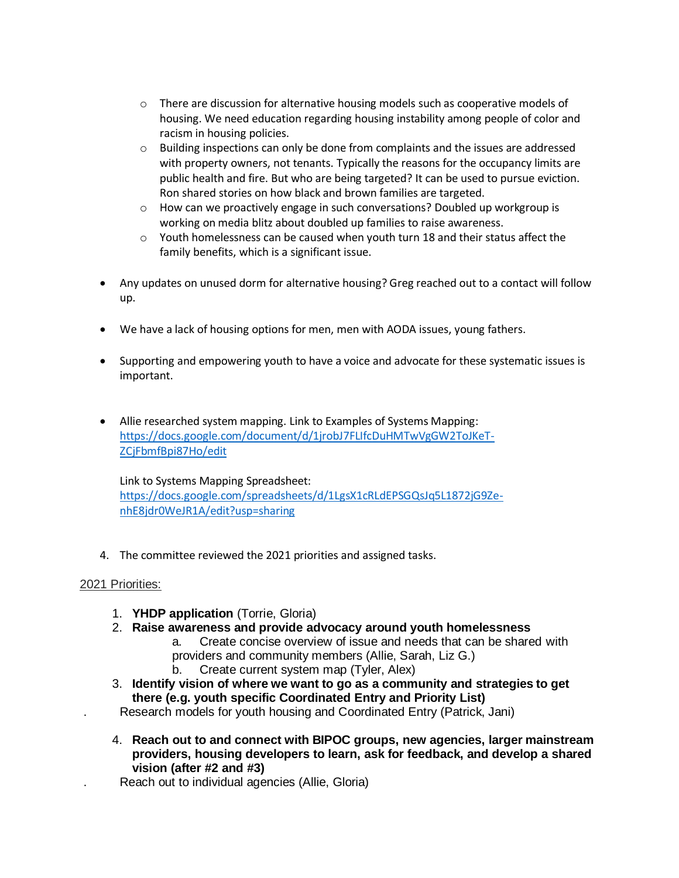- There are discussion for alternative housing models such as cooperative models of housing. We need education regarding housing instability among people of color and racism in housing policies.
  - Building inspections can only be done from complaints and the issues are addressed with property owners, not tenants. Typically the reasons for the occupancy limits are public health and fire. But who are being targeted? It can be used to pursue eviction. Ron shared stories on how black and brown families are targeted.
  - How can we proactively engage in such conversations? Doubled up workgroup is working on media blitz about doubled up families to raise awareness.
  - Youth homelessness can be caused when youth turn 18 and their status affect the family benefits, which is a significant issue.

- Any updates on unused dorm for alternative housing? Greg reached out to a contact will follow up.

- We have a lack of housing options for men, men with AODA issues, young fathers.

- Supporting and empowering youth to have a voice and advocate for these systematic issues is important.

- Allie researched system mapping. Link to Examples of Systems Mapping: https://docs.google.com/document/d/1jrobJ7FLIfcDuHMTwVgGW2ToJKeT-ZCjFbmfBpi87Ho/edit

  Link to Systems Mapping Spreadsheet: https://docs.google.com/spreadsheets/d/1LgsX1cRLdEPSGQsJq5L1872jG9Ze-nhE8jdr0WeJR1A/edit?usp=sharing

4. The committee reviewed the 2021 priorities and assigned tasks.

2021 Priorities:

1. **YHDP application** (Torrie, Gloria)
2. **Raise awareness and provide advocacy around youth homelessness**
   a. Create concise overview of issue and needs that can be shared with providers and community members (Allie, Sarah, Liz G.)
   b. Create current system map (Tyler, Alex)
3. **Identify vision of where we want to go as a community and strategies to get there (e.g. youth specific Coordinated Entry and Priority List)**
   - Research models for youth housing and Coordinated Entry (Patrick, Jani)

4. **Reach out to and connect with BIPOC groups, new agencies, larger mainstream providers, housing developers to learn, ask for feedback, and develop a shared vision (after #2 and #3)**
   - Reach out to individual agencies (Allie, Gloria)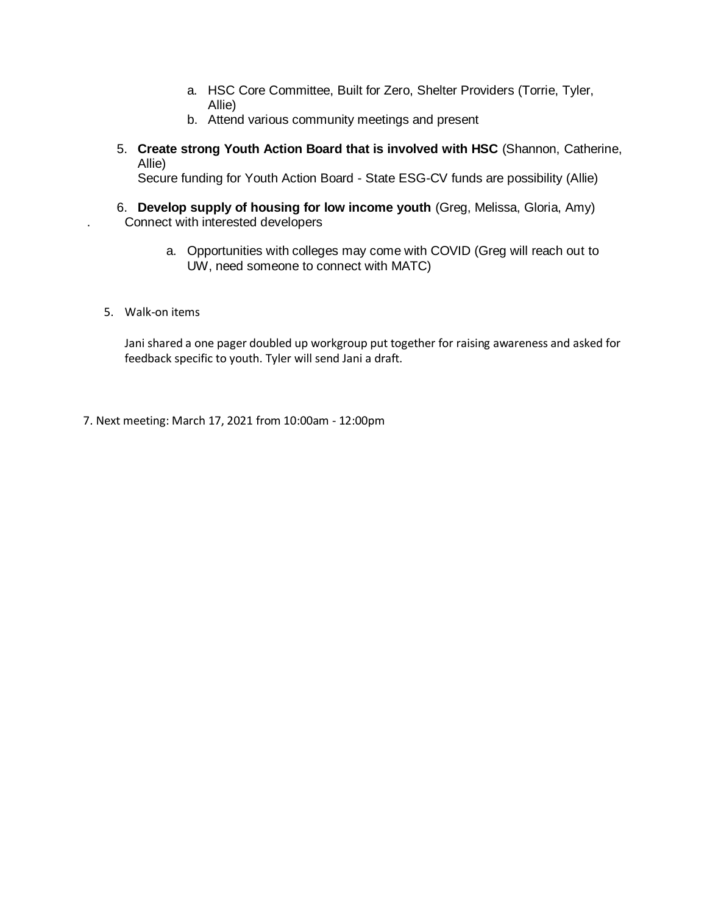a. HSC Core Committee, Built for Zero, Shelter Providers (Torrie, Tyler, Allie)
   b. Attend various community meetings and present

5. **Create strong Youth Action Board that is involved with HSC** (Shannon, Catherine, Allie)
   Secure funding for Youth Action Board - State ESG-CV funds are possibility (Allie)

6. **Develop supply of housing for low income youth** (Greg, Melissa, Gloria, Amy)
   . Connect with interested developers

   a. Opportunities with colleges may come with COVID (Greg will reach out to UW, need someone to connect with MATC)

5. Walk-on items

   Jani shared a one pager doubled up workgroup put together for raising awareness and asked for feedback specific to youth. Tyler will send Jani a draft.

7. Next meeting: March 17, 2021 from 10:00am - 12:00pm